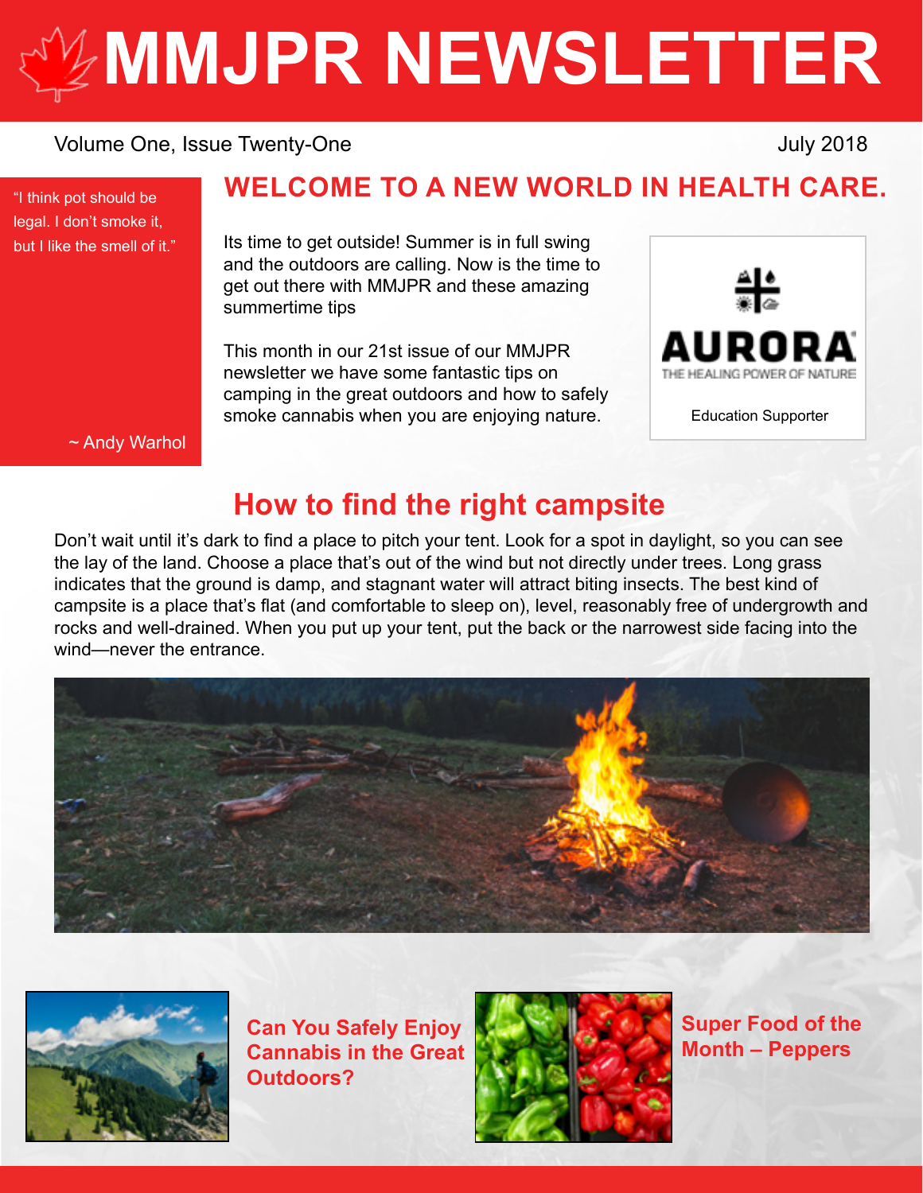# MMJPR NEWSLETTER

Volume One, Issue Twenty-One

July 2018

> "I think pot should be legal. I don't smoke it, but I like the smell of it."
>
> ~ Andy Warhol

## WELCOME TO A NEW WORLD IN HEALTH CARE.

Its time to get outside! Summer is in full swing and the outdoors are calling. Now is the time to get out there with MMJPR and these amazing summertime tips

This month in our 21st issue of our MMJPR newsletter we have some fantastic tips on camping in the great outdoors and how to safely smoke cannabis when you are enjoying nature.

AURORA
THE HEALING POWER OF NATURE

Education Supporter

## How to find the right campsite

Don't wait until it's dark to find a place to pitch your tent. Look for a spot in daylight, so you can see the lay of the land. Choose a place that's out of the wind but not directly under trees. Long grass indicates that the ground is damp, and stagnant water will attract biting insects. The best kind of campsite is a place that's flat (and comfortable to sleep on), level, reasonably free of undergrowth and rocks and well-drained. When you put up your tent, put the back or the narrowest side facing into the wind—never the entrance.

### Can You Safely Enjoy Cannabis in the Great Outdoors?

### Super Food of the Month – Peppers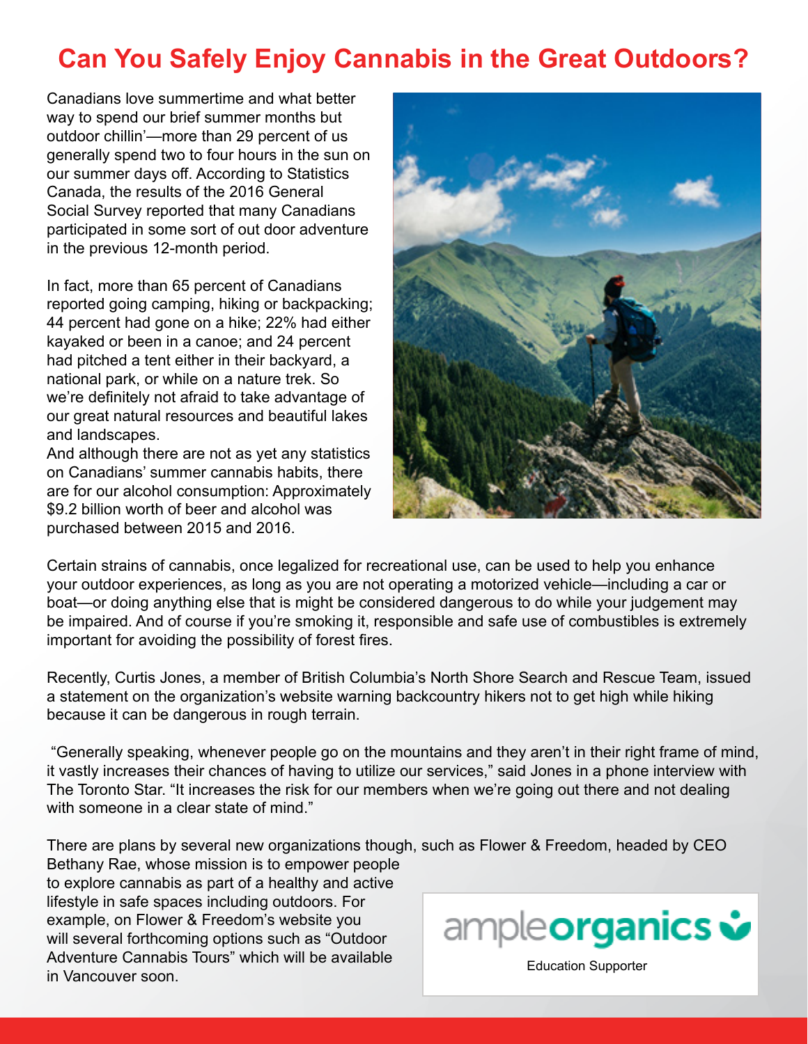# Can You Safely Enjoy Cannabis in the Great Outdoors?

Canadians love summertime and what better way to spend our brief summer months but outdoor chillin'—more than 29 percent of us generally spend two to four hours in the sun on our summer days off. According to Statistics Canada, the results of the 2016 General Social Survey reported that many Canadians participated in some sort of out door adventure in the previous 12-month period.

In fact, more than 65 percent of Canadians reported going camping, hiking or backpacking; 44 percent had gone on a hike; 22% had either kayaked or been in a canoe; and 24 percent had pitched a tent either in their backyard, a national park, or while on a nature trek. So we're definitely not afraid to take advantage of our great natural resources and beautiful lakes and landscapes.
And although there are not as yet any statistics on Canadians' summer cannabis habits, there are for our alcohol consumption: Approximately $9.2 billion worth of beer and alcohol was purchased between 2015 and 2016.

Certain strains of cannabis, once legalized for recreational use, can be used to help you enhance your outdoor experiences, as long as you are not operating a motorized vehicle—including a car or boat—or doing anything else that is might be considered dangerous to do while your judgement may be impaired. And of course if you're smoking it, responsible and safe use of combustibles is extremely important for avoiding the possibility of forest fires.

Recently, Curtis Jones, a member of British Columbia's North Shore Search and Rescue Team, issued a statement on the organization's website warning backcountry hikers not to get high while hiking because it can be dangerous in rough terrain.

"Generally speaking, whenever people go on the mountains and they aren't in their right frame of mind, it vastly increases their chances of having to utilize our services," said Jones in a phone interview with The Toronto Star. "It increases the risk for our members when we're going out there and not dealing with someone in a clear state of mind."

There are plans by several new organizations though, such as Flower & Freedom, headed by CEO Bethany Rae, whose mission is to empower people to explore cannabis as part of a healthy and active lifestyle in safe spaces including outdoors. For example, on Flower & Freedom's website you will several forthcoming options such as "Outdoor Adventure Cannabis Tours" which will be available in Vancouver soon.

ampleorganics

Education Supporter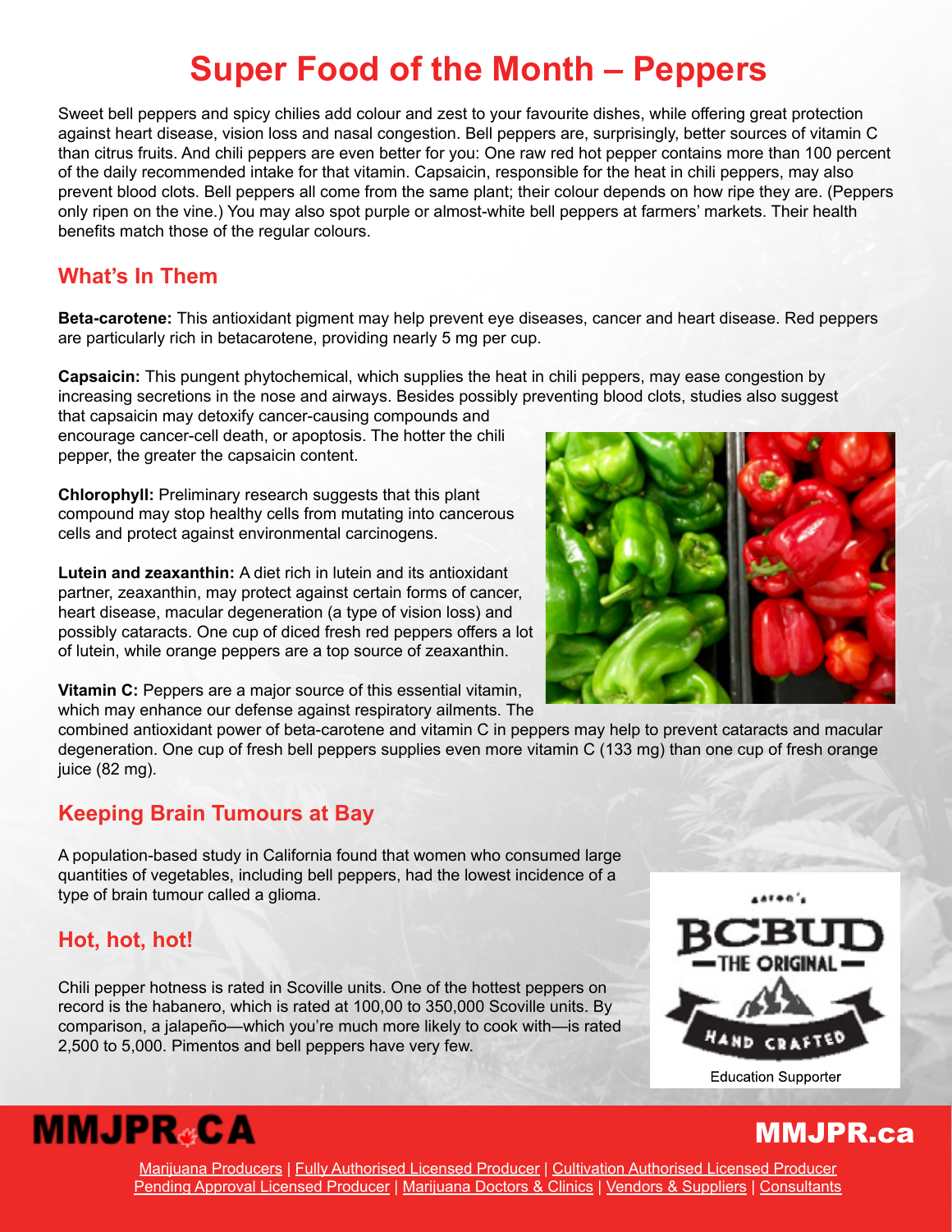# Super Food of the Month – Peppers

Sweet bell peppers and spicy chilies add colour and zest to your favourite dishes, while offering great protection against heart disease, vision loss and nasal congestion. Bell peppers are, surprisingly, better sources of vitamin C than citrus fruits. And chili peppers are even better for you: One raw red hot pepper contains more than 100 percent of the daily recommended intake for that vitamin. Capsaicin, responsible for the heat in chili peppers, may also prevent blood clots. Bell peppers all come from the same plant; their colour depends on how ripe they are. (Peppers only ripen on the vine.) You may also spot purple or almost-white bell peppers at farmers' markets. Their health benefits match those of the regular colours.

## What's In Them

**Beta-carotene:** This antioxidant pigment may help prevent eye diseases, cancer and heart disease. Red peppers are particularly rich in betacarotene, providing nearly 5 mg per cup.

**Capsaicin:** This pungent phytochemical, which supplies the heat in chili peppers, may ease congestion by increasing secretions in the nose and airways. Besides possibly preventing blood clots, studies also suggest that capsaicin may detoxify cancer-causing compounds and encourage cancer-cell death, or apoptosis. The hotter the chili pepper, the greater the capsaicin content.

**Chlorophyll:** Preliminary research suggests that this plant compound may stop healthy cells from mutating into cancerous cells and protect against environmental carcinogens.

**Lutein and zeaxanthin:** A diet rich in lutein and its antioxidant partner, zeaxanthin, may protect against certain forms of cancer, heart disease, macular degeneration (a type of vision loss) and possibly cataracts. One cup of diced fresh red peppers offers a lot of lutein, while orange peppers are a top source of zeaxanthin.

**Vitamin C:** Peppers are a major source of this essential vitamin, which may enhance our defense against respiratory ailments. The combined antioxidant power of beta-carotene and vitamin C in peppers may help to prevent cataracts and macular degeneration. One cup of fresh bell peppers supplies even more vitamin C (133 mg) than one cup of fresh orange juice (82 mg).

## Keeping Brain Tumours at Bay

A population-based study in California found that women who consumed large quantities of vegetables, including bell peppers, had the lowest incidence of a type of brain tumour called a glioma.

## Hot, hot, hot!

Chili pepper hotness is rated in Scoville units. One of the hottest peppers on record is the habanero, which is rated at 100,00 to 350,000 Scoville units. By comparison, a jalapeño—which you're much more likely to cook with—is rated 2,500 to 5,000. Pimentos and bell peppers have very few.

Education Supporter

MMJPR.CA

MMJPR.ca

Marijuana Producers | Fully Authorised Licensed Producer | Cultivation Authorised Licensed Producer
Pending Approval Licensed Producer | Marijuana Doctors & Clinics | Vendors & Suppliers | Consultants